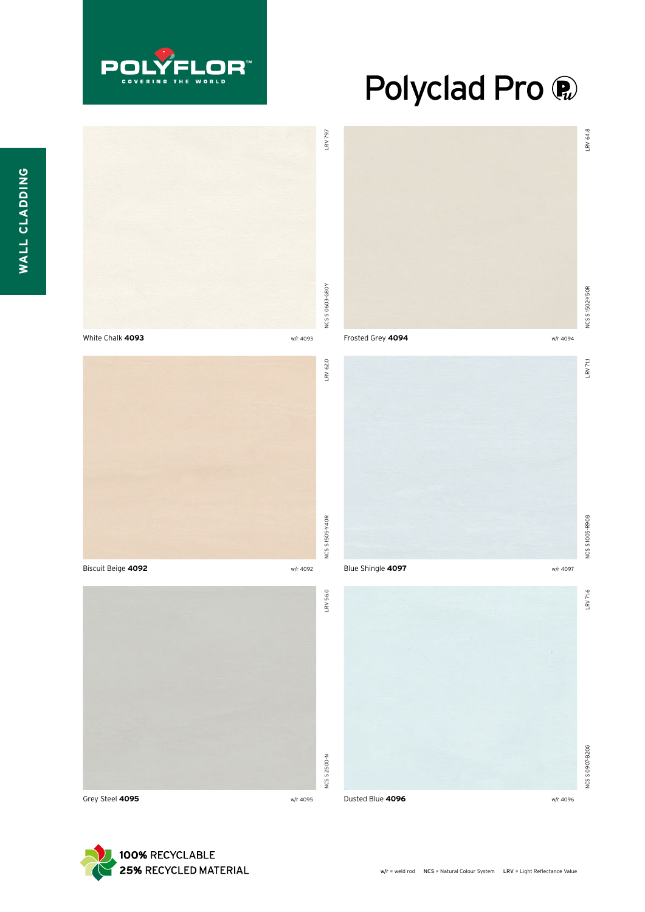POLYFLOR™

COVERING THE WORLD

# Polyclad Pro

WALL CLADDING

| Colour | Code | Weld rod | LRV | NCS |
|---|---|---|---|---|
| White Chalk | **4093** | w/r 4093 | LRV 79.7 | NCS S 0603-G80Y |
| Frosted Grey | **4094** | w/r 4094 | LRV 64.8 | NCS S 1502-Y50R |
| Biscuit Beige | **4092** | w/r 4092 | LRV 62.0 | NCS S 1505-Y40R |
| Blue Shingle | **4097** | w/r 4097 | LRV 71.1 | NCS S 1005-R90B |
| Grey Steel | **4095** | w/r 4095 | LRV 56.0 | NCS S 2500-N |
| Dusted Blue | **4096** | w/r 4096 | LRV 71.6 | NCS S 0907-B20G |

**100%** RECYCLABLE
**25%** RECYCLED MATERIAL

**w/r** = weld rod **NCS** = Natural Colour System **LRV** = Light Reflectance Value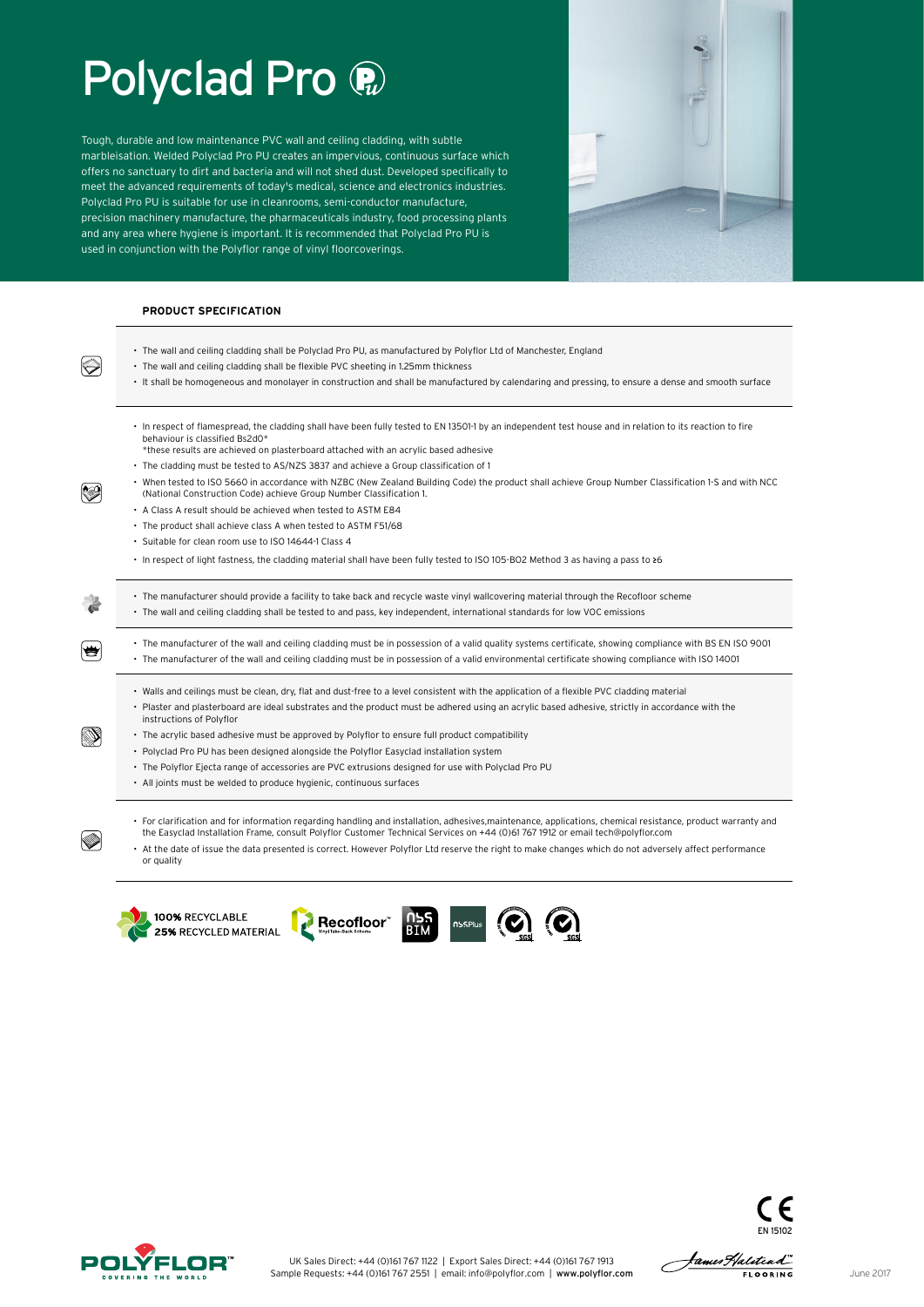# Polyclad Pro

Tough, durable and low maintenance PVC wall and ceiling cladding, with subtle marbleisation. Welded Polyclad Pro PU creates an impervious, continuous surface which offers no sanctuary to dirt and bacteria and will not shed dust. Developed specifically to meet the advanced requirements of today's medical, science and electronics industries. Polyclad Pro PU is suitable for use in cleanrooms, semi-conductor manufacture, precision machinery manufacture, the pharmaceuticals industry, food processing plants and any area where hygiene is important. It is recommended that Polyclad Pro PU is used in conjunction with the Polyflor range of vinyl floorcoverings.

## PRODUCT SPECIFICATION

- The wall and ceiling cladding shall be Polyclad Pro PU, as manufactured by Polyflor Ltd of Manchester, England
- The wall and ceiling cladding shall be flexible PVC sheeting in 1.25mm thickness
- It shall be homogeneous and monolayer in construction and shall be manufactured by calendaring and pressing, to ensure a dense and smooth surface

- In respect of flamespread, the cladding shall have been fully tested to EN 13501-1 by an independent test house and in relation to its reaction to fire behaviour is classified Bs2d0*
  *these results are achieved on plasterboard attached with an acrylic based adhesive
- The cladding must be tested to AS/NZS 3837 and achieve a Group classification of 1
- When tested to ISO 5660 in accordance with NZBC (New Zealand Building Code) the product shall achieve Group Number Classification 1-S and with NCC (National Construction Code) achieve Group Number Classification 1.
- A Class A result should be achieved when tested to ASTM E84
- The product shall achieve class A when tested to ASTM F51/68
- Suitable for clean room use to ISO 14644-1 Class 4
- In respect of light fastness, the cladding material shall have been fully tested to ISO 105-BO2 Method 3 as having a pass to ≥6

- The manufacturer should provide a facility to take back and recycle waste vinyl wallcovering material through the Recofloor scheme
- The wall and ceiling cladding shall be tested to and pass, key independent, international standards for low VOC emissions

- The manufacturer of the wall and ceiling cladding must be in possession of a valid quality systems certificate, showing compliance with BS EN ISO 9001
- The manufacturer of the wall and ceiling cladding must be in possession of a valid environmental certificate showing compliance with ISO 14001

- Walls and ceilings must be clean, dry, flat and dust-free to a level consistent with the application of a flexible PVC cladding material
- Plaster and plasterboard are ideal substrates and the product must be adhered using an acrylic based adhesive, strictly in accordance with the instructions of Polyflor
- The acrylic based adhesive must be approved by Polyflor to ensure full product compatibility
- Polyclad Pro PU has been designed alongside the Polyflor Easyclad installation system
- The Polyflor Ejecta range of accessories are PVC extrusions designed for use with Polyclad Pro PU
- All joints must be welded to produce hygienic, continuous surfaces

- For clarification and for information regarding handling and installation, adhesives,maintenance, applications, chemical resistance, product warranty and the Easyclad Installation Frame, consult Polyflor Customer Technical Services on +44 (0)161 767 1912 or email tech@polyflor.com
- At the date of issue the data presented is correct. However Polyflor Ltd reserve the right to make changes which do not adversely affect performance or quality

**100%** RECYCLABLE
**25%** RECYCLED MATERIAL

Recofloor

EN 15102

UK Sales Direct: +44 (0)161 767 1122 | Export Sales Direct: +44 (0)161 767 1913
Sample Requests: +44 (0)161 767 2551 | email: info@polyflor.com | www.polyflor.com

June 2017